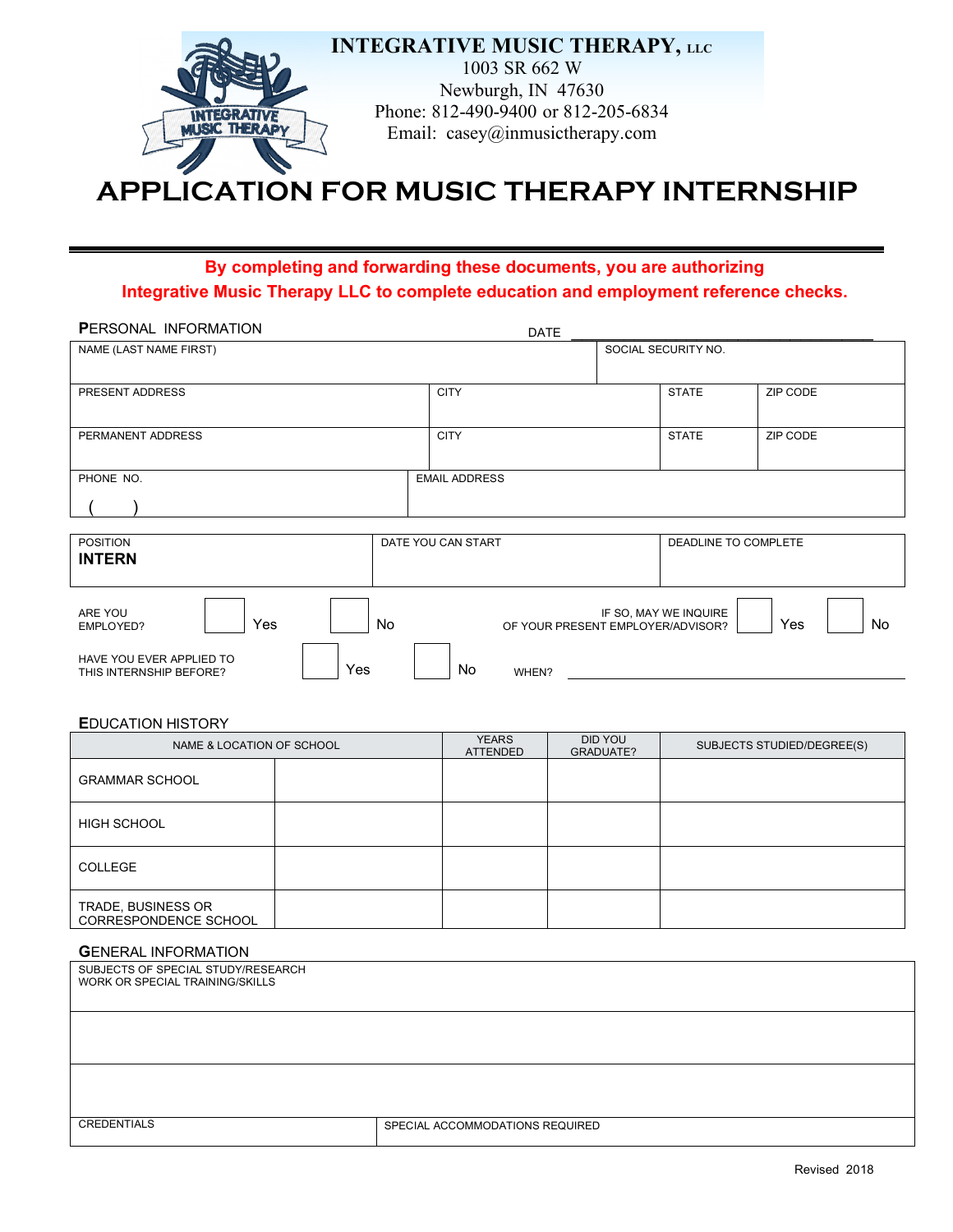**INTEGRATIVE MUSIC THERAPY, LLC**
1003 SR 662 W
Newburgh, IN 47630
Phone: 812-490-9400 or 812-205-6834
Email: casey@inmusictherapy.com

# APPLICATION FOR MUSIC THERAPY INTERNSHIP

---

**By completing and forwarding these documents, you are authorizing Integrative Music Therapy LLC to complete education and employment reference checks.**

## PERSONAL INFORMATION

DATE \_\_\_\_\_\_\_\_\_\_\_\_\_\_\_\_\_\_\_\_\_\_\_\_\_\_\_\_\_\_

| NAME (LAST NAME FIRST) | | | SOCIAL SECURITY NO. |
|---|---|---|---|
| PRESENT ADDRESS | CITY | STATE | ZIP CODE |
| PERMANENT ADDRESS | CITY | STATE | ZIP CODE |
| PHONE NO. ( ) | EMAIL ADDRESS | | |

| POSITION | DATE YOU CAN START | DEADLINE TO COMPLETE |
|---|---|---|
| **INTERN** | | |

ARE YOU EMPLOYED? ☐ Yes ☐ No    IF SO, MAY WE INQUIRE OF YOUR PRESENT EMPLOYER/ADVISOR? ☐ Yes ☐ No

HAVE YOU EVER APPLIED TO THIS INTERNSHIP BEFORE? ☐ Yes ☐ No    WHEN? \_\_\_\_\_\_\_\_\_\_\_\_\_\_\_\_\_\_\_\_

## EDUCATION HISTORY

| | NAME & LOCATION OF SCHOOL | YEARS ATTENDED | DID YOU GRADUATE? | SUBJECTS STUDIED/DEGREE(S) |
|---|---|---|---|---|
| GRAMMAR SCHOOL | | | | |
| HIGH SCHOOL | | | | |
| COLLEGE | | | | |
| TRADE, BUSINESS OR CORRESPONDENCE SCHOOL | | | | |

## GENERAL INFORMATION

| SUBJECTS OF SPECIAL STUDY/RESEARCH WORK OR SPECIAL TRAINING/SKILLS | |
|---|---|
| | |
| | |
| CREDENTIALS | SPECIAL ACCOMMODATIONS REQUIRED |

Revised 2018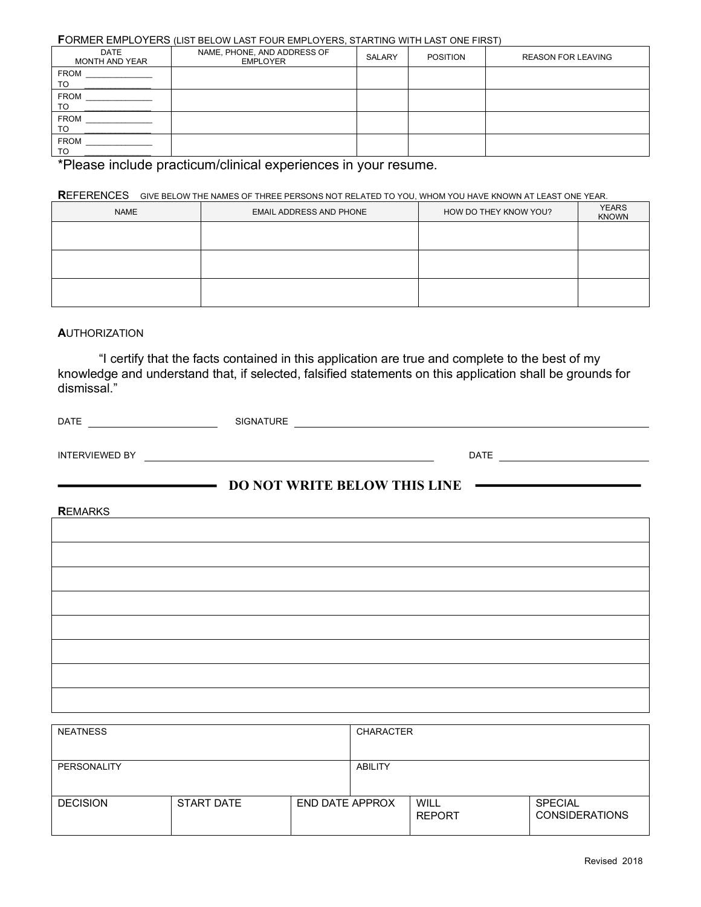**F**ORMER EMPLOYERS (LIST BELOW LAST FOUR EMPLOYERS, STARTING WITH LAST ONE FIRST)

| DATE MONTH AND YEAR | NAME, PHONE, AND ADDRESS OF EMPLOYER | SALARY | POSITION | REASON FOR LEAVING |
|---|---|---|---|---|
| FROM ______________ TO ______________ | | | | |
| FROM ______________ TO ______________ | | | | |
| FROM ______________ TO ______________ | | | | |
| FROM ______________ TO ______________ | | | | |

*Please include practicum/clinical experiences in your resume.

**R**EFERENCES GIVE BELOW THE NAMES OF THREE PERSONS NOT RELATED TO YOU, WHOM YOU HAVE KNOWN AT LEAST ONE YEAR.

| NAME | EMAIL ADDRESS AND PHONE | HOW DO THEY KNOW YOU? | YEARS KNOWN |
|---|---|---|---|
| | | | |
| | | | |
| | | | |

**A**UTHORIZATION

"I certify that the facts contained in this application are true and complete to the best of my knowledge and understand that, if selected, falsified statements on this application shall be grounds for dismissal."

DATE ______________________ SIGNATURE ______________________________________________

INTERVIEWED BY ______________________________________________ DATE ______________________

**DO NOT WRITE BELOW THIS LINE**

**R**EMARKS

| |
|---|
| |
| |
| |
| |
| |
| |
| |
| |

| NEATNESS | | | CHARACTER | |
|---|---|---|---|---|
| PERSONALITY | | | ABILITY | |
| DECISION | START DATE | END DATE APPROX | WILL REPORT | SPECIAL CONSIDERATIONS |

Revised 2018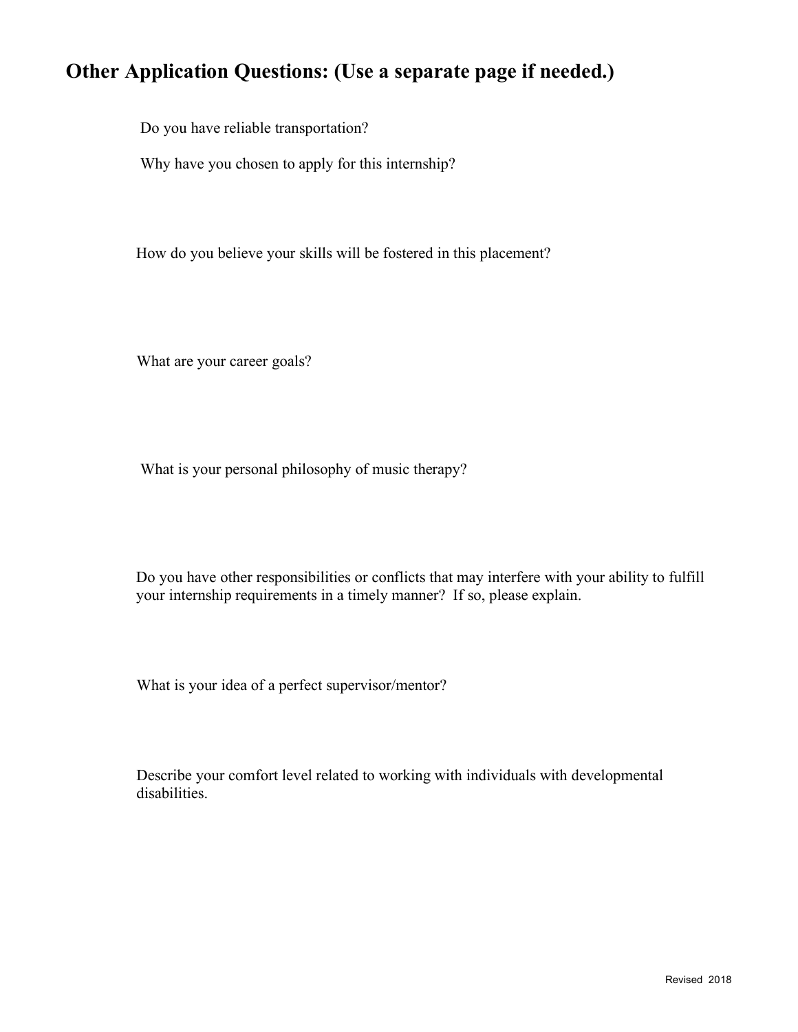## Other Application Questions: (Use a separate page if needed.)

Do you have reliable transportation?

Why have you chosen to apply for this internship?

How do you believe your skills will be fostered in this placement?

What are your career goals?

What is your personal philosophy of music therapy?

Do you have other responsibilities or conflicts that may interfere with your ability to fulfill your internship requirements in a timely manner? If so, please explain.

What is your idea of a perfect supervisor/mentor?

Describe your comfort level related to working with individuals with developmental disabilities.

Revised 2018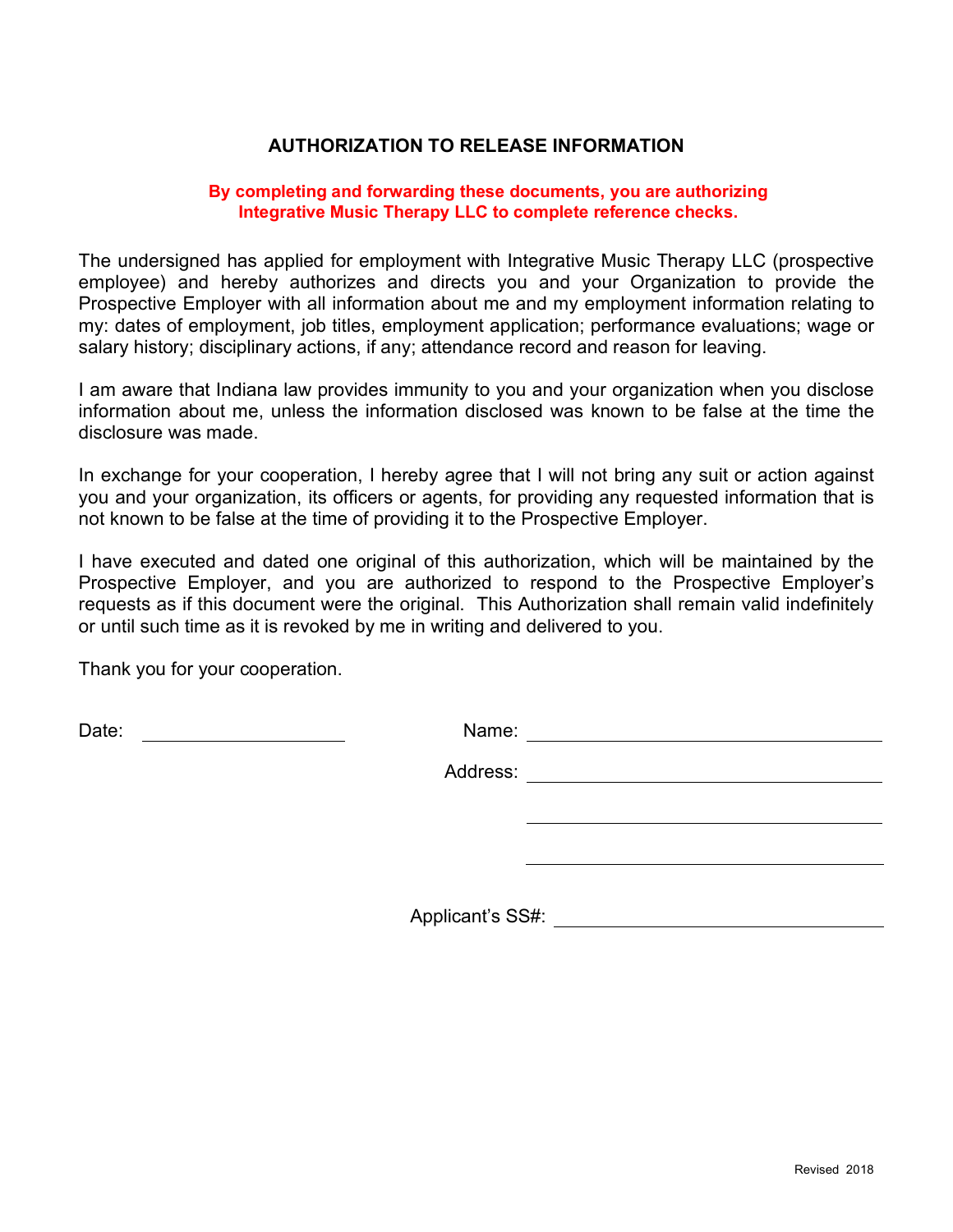# AUTHORIZATION TO RELEASE INFORMATION

**By completing and forwarding these documents, you are authorizing Integrative Music Therapy LLC to complete reference checks.**

The undersigned has applied for employment with Integrative Music Therapy LLC (prospective employee) and hereby authorizes and directs you and your Organization to provide the Prospective Employer with all information about me and my employment information relating to my: dates of employment, job titles, employment application; performance evaluations; wage or salary history; disciplinary actions, if any; attendance record and reason for leaving.

I am aware that Indiana law provides immunity to you and your organization when you disclose information about me, unless the information disclosed was known to be false at the time the disclosure was made.

In exchange for your cooperation, I hereby agree that I will not bring any suit or action against you and your organization, its officers or agents, for providing any requested information that is not known to be false at the time of providing it to the Prospective Employer.

I have executed and dated one original of this authorization, which will be maintained by the Prospective Employer, and you are authorized to respond to the Prospective Employer's requests as if this document were the original. This Authorization shall remain valid indefinitely or until such time as it is revoked by me in writing and delivered to you.

Thank you for your cooperation.

Date: ____________________ Name: ________________________________

Address: ________________________________

________________________________

________________________________

Applicant's SS#: ____________________________

Revised 2018